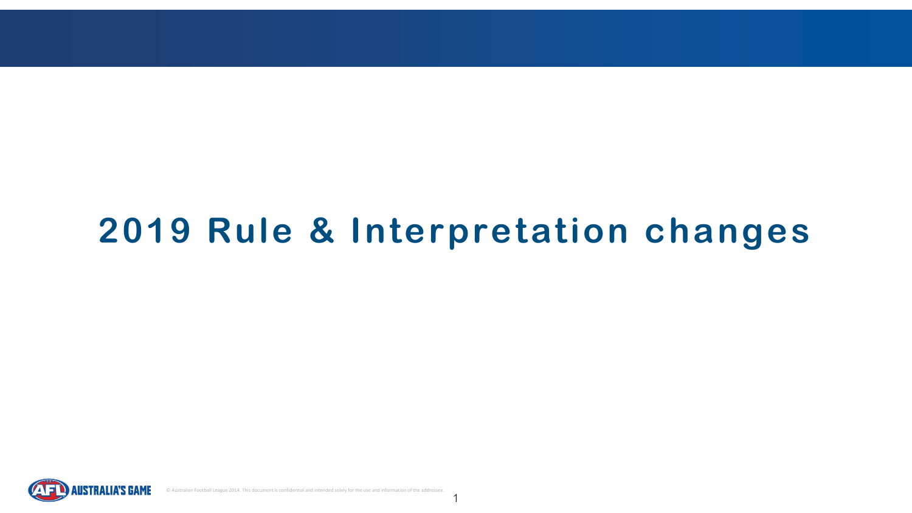# 2019 Rule & Interpretation changes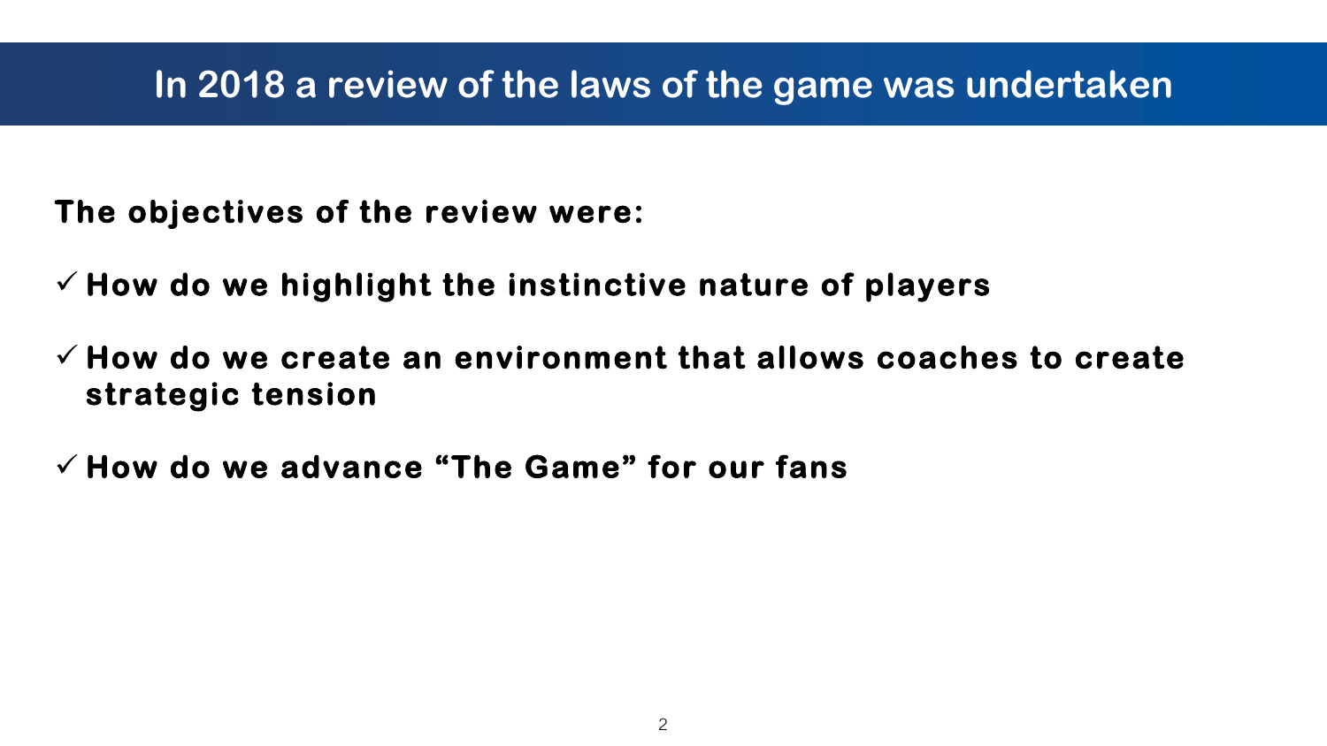# In 2018 a review of the laws of the game was undertaken

**The objectives of the review were:**

- ✓ **How do we highlight the instinctive nature of players**
- ✓ **How do we create an environment that allows coaches to create strategic tension**
- ✓ **How do we advance “The Game” for our fans**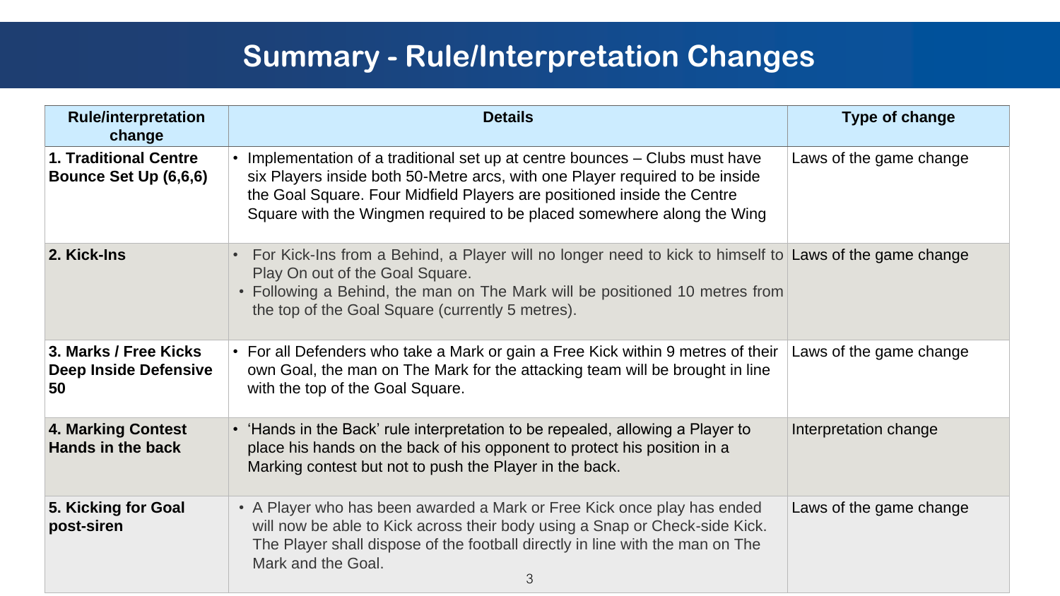# Summary - Rule/Interpretation Changes

| Rule/interpretation change | Details | Type of change |
| --- | --- | --- |
| **1. Traditional Centre Bounce Set Up (6,6,6)** | • Implementation of a traditional set up at centre bounces – Clubs must have six Players inside both 50-Metre arcs, with one Player required to be inside the Goal Square. Four Midfield Players are positioned inside the Centre Square with the Wingmen required to be placed somewhere along the Wing | Laws of the game change |
| **2. Kick-Ins** | • For Kick-Ins from a Behind, a Player will no longer need to kick to himself to Play On out of the Goal Square.<br>• Following a Behind, the man on The Mark will be positioned 10 metres from the top of the Goal Square (currently 5 metres). | Laws of the game change |
| **3. Marks / Free Kicks Deep Inside Defensive 50** | • For all Defenders who take a Mark or gain a Free Kick within 9 metres of their own Goal, the man on The Mark for the attacking team will be brought in line with the top of the Goal Square. | Laws of the game change |
| **4. Marking Contest Hands in the back** | • 'Hands in the Back' rule interpretation to be repealed, allowing a Player to place his hands on the back of his opponent to protect his position in a Marking contest but not to push the Player in the back. | Interpretation change |
| **5. Kicking for Goal post-siren** | • A Player who has been awarded a Mark or Free Kick once play has ended will now be able to Kick across their body using a Snap or Check-side Kick. The Player shall dispose of the football directly in line with the man on The Mark and the Goal. | Laws of the game change |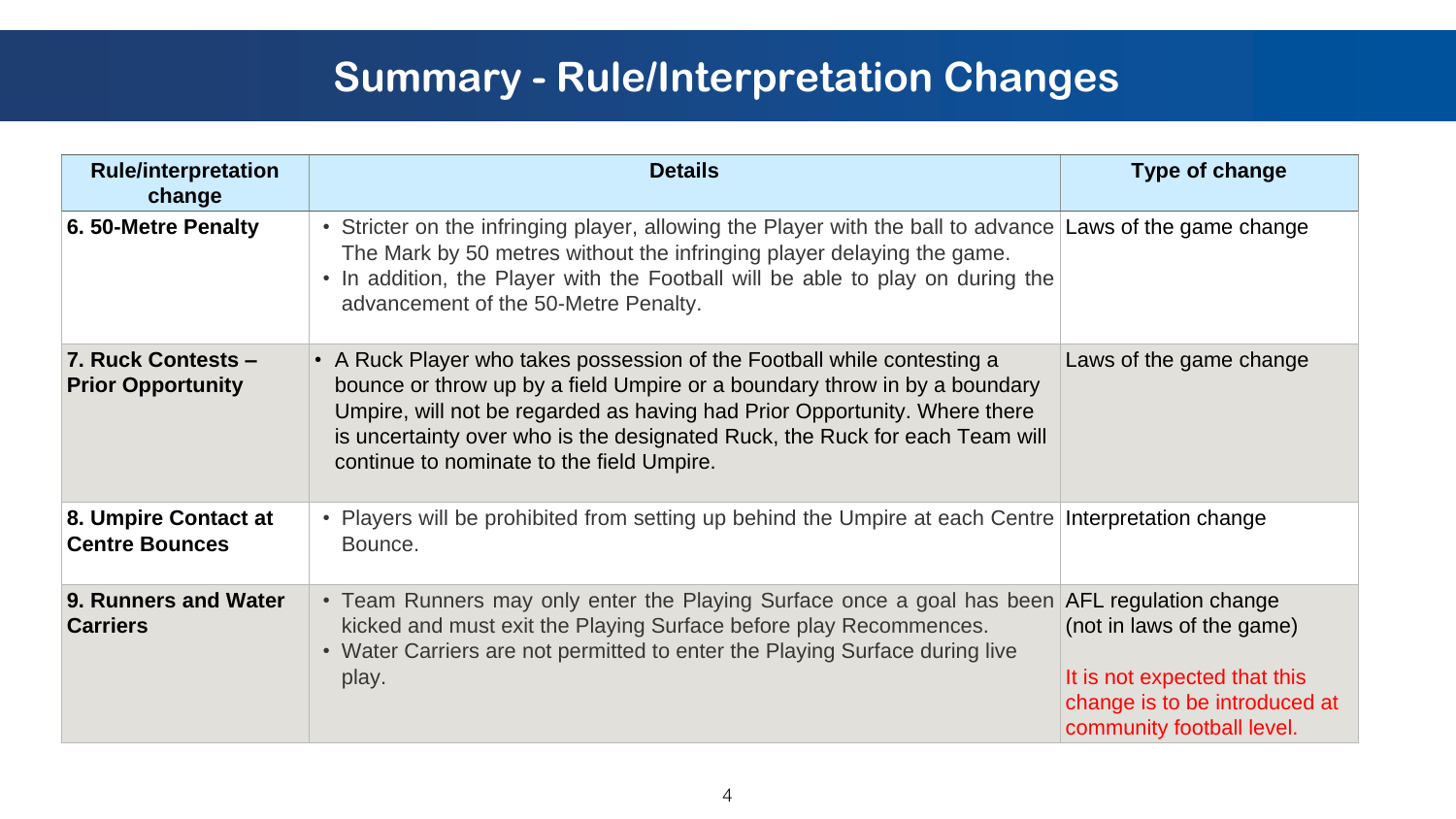# Summary - Rule/Interpretation Changes

| Rule/interpretation change | Details | Type of change |
|---|---|---|
| **6. 50-Metre Penalty** | • Stricter on the infringing player, allowing the Player with the ball to advance The Mark by 50 metres without the infringing player delaying the game.<br>• In addition, the Player with the Football will be able to play on during the advancement of the 50-Metre Penalty. | Laws of the game change |
| **7. Ruck Contests – Prior Opportunity** | • A Ruck Player who takes possession of the Football while contesting a bounce or throw up by a field Umpire or a boundary throw in by a boundary Umpire, will not be regarded as having had Prior Opportunity. Where there is uncertainty over who is the designated Ruck, the Ruck for each Team will continue to nominate to the field Umpire. | Laws of the game change |
| **8. Umpire Contact at Centre Bounces** | • Players will be prohibited from setting up behind the Umpire at each Centre Bounce. | Interpretation change |
| **9. Runners and Water Carriers** | • Team Runners may only enter the Playing Surface once a goal has been kicked and must exit the Playing Surface before play Recommences.<br>• Water Carriers are not permitted to enter the Playing Surface during live play. | AFL regulation change (not in laws of the game)<br><br>It is not expected that this change is to be introduced at community football level. |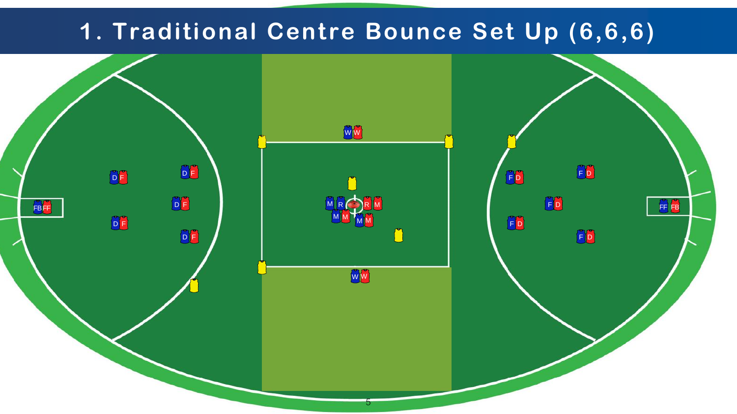# 1. Traditional Centre Bounce Set Up (6,6,6)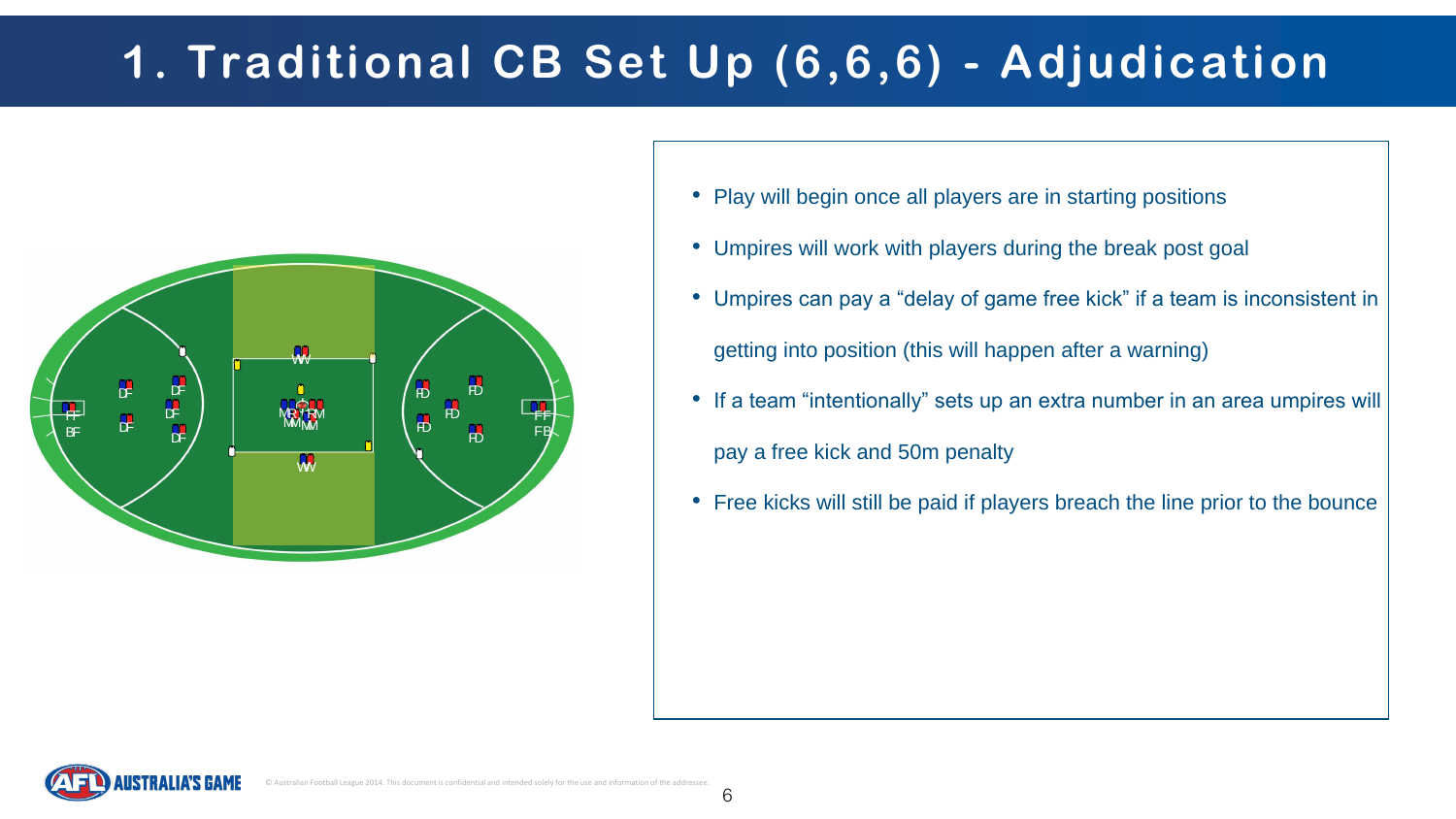# 1. Traditional CB Set Up (6,6,6) - Adjudication

- Play will begin once all players are in starting positions
- Umpires will work with players during the break post goal
- Umpires can pay a "delay of game free kick" if a team is inconsistent in getting into position (this will happen after a warning)
- If a team "intentionally" sets up an extra number in an area umpires will pay a free kick and 50m penalty
- Free kicks will still be paid if players breach the line prior to the bounce

© Australian Football League 2014. This document is confidential and intended solely for the use and information of the addressee.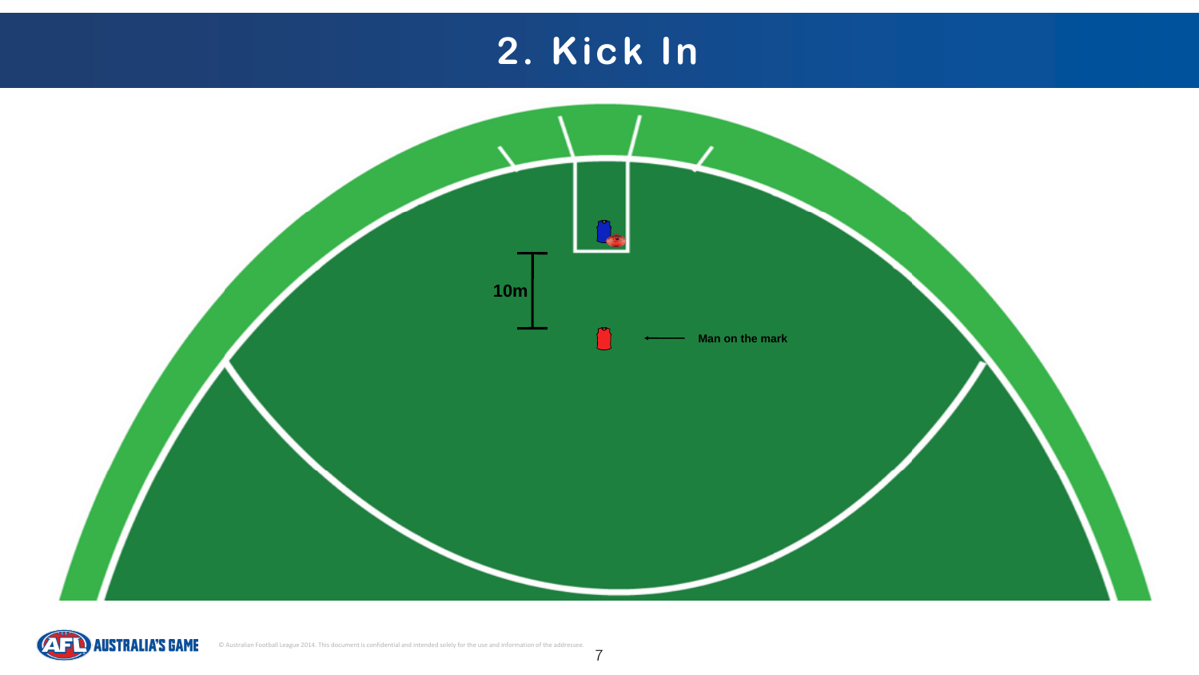# 2. Kick In

10m

Man on the mark

© Australian Football League 2014. This document is confidential and intended solely for the use and information of the addressee.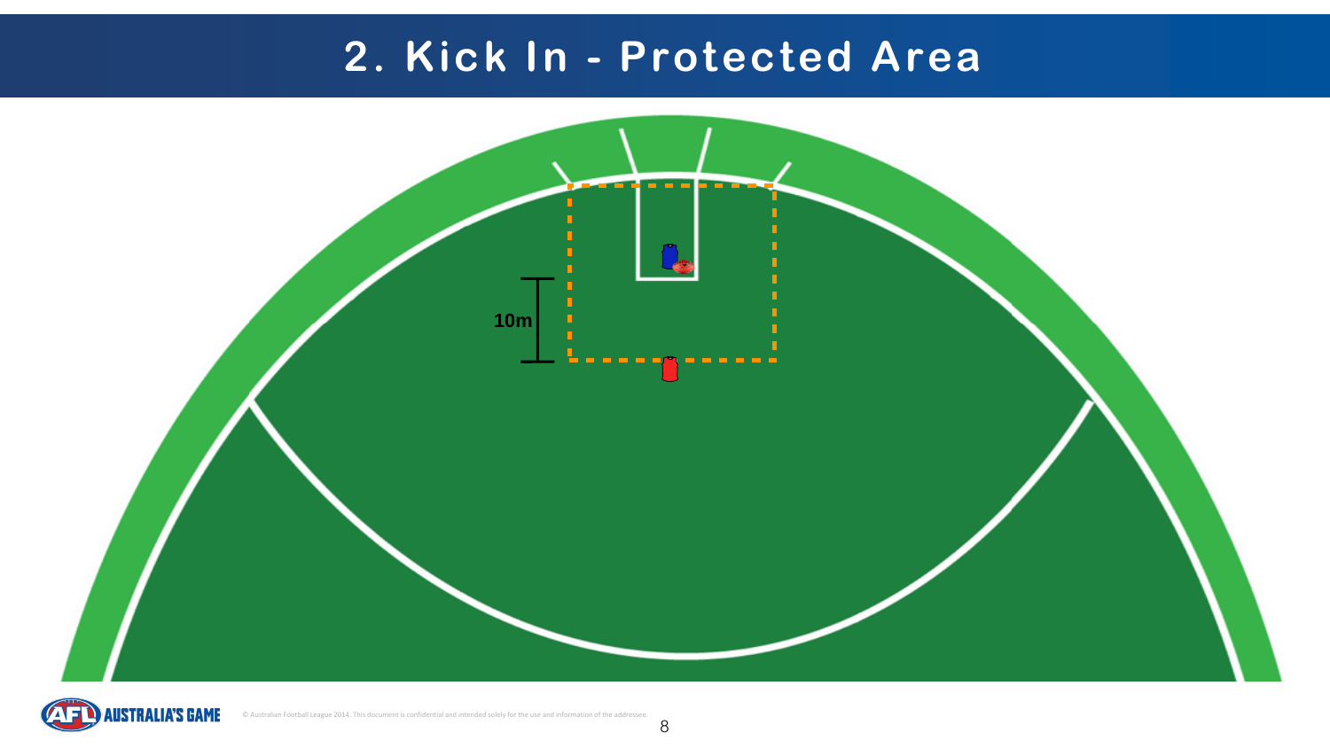# 2. Kick In - Protected Area

10m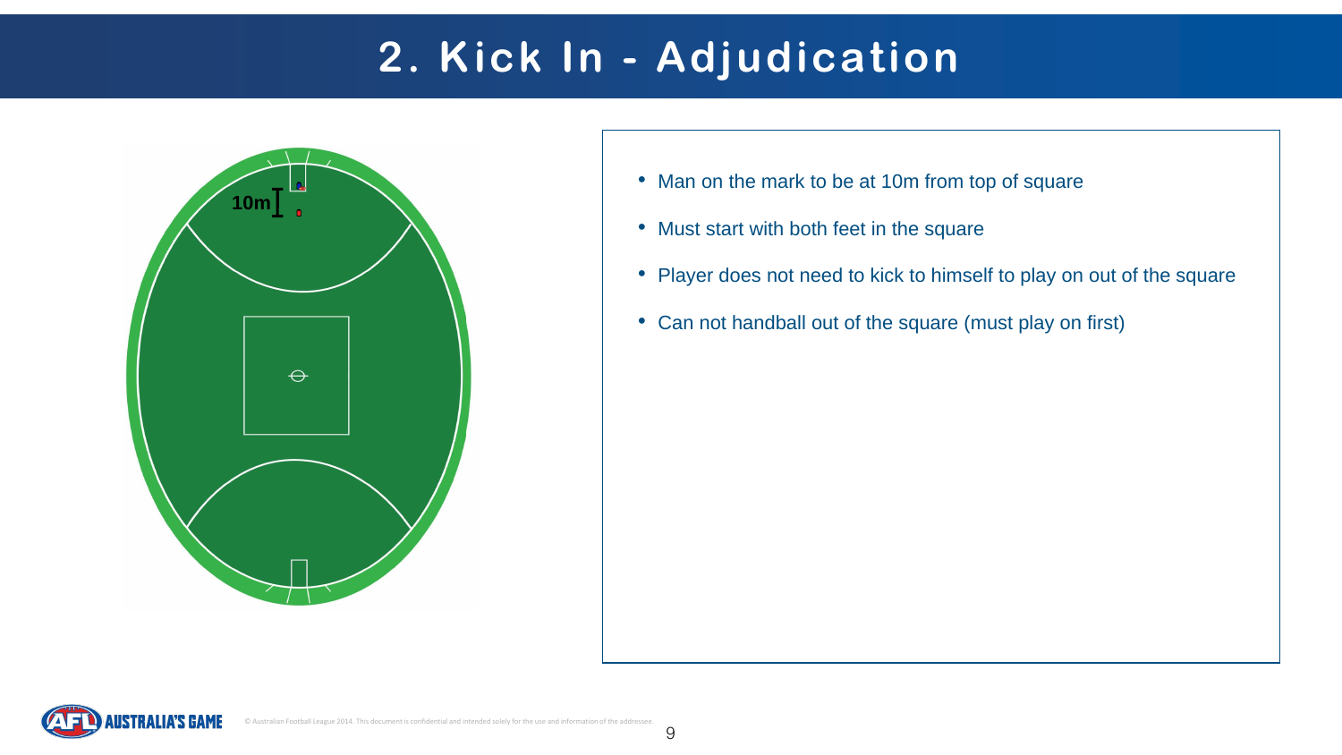# 2. Kick In - Adjudication

10m

- Man on the mark to be at 10m from top of square
- Must start with both feet in the square
- Player does not need to kick to himself to play on out of the square
- Can not handball out of the square (must play on first)

© Australian Football League 2014. This document is confidential and intended solely for the use and information of the addressee.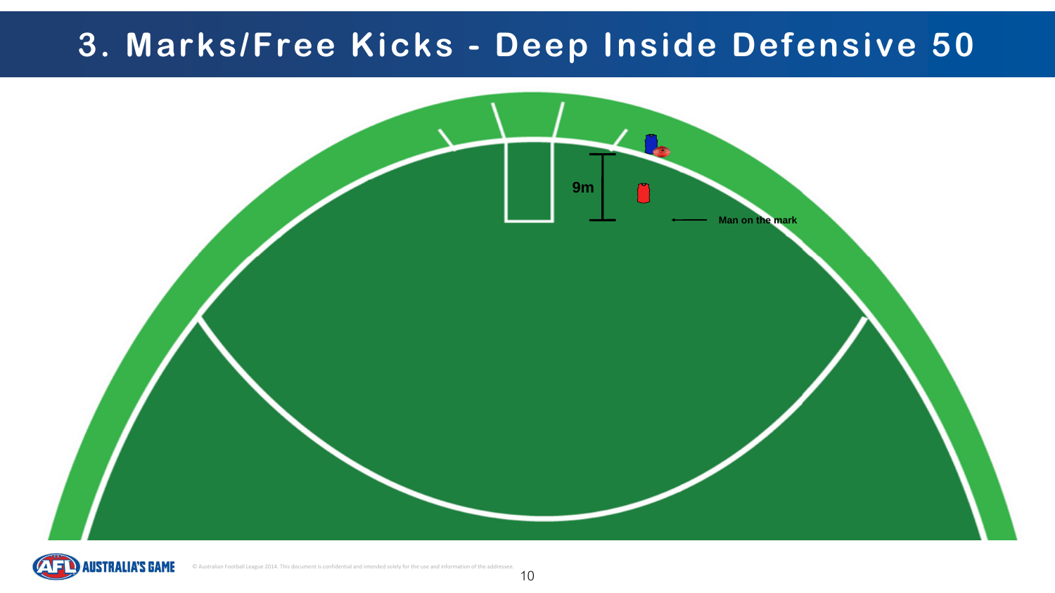# 3. Marks/Free Kicks - Deep Inside Defensive 50

9m

Man on the mark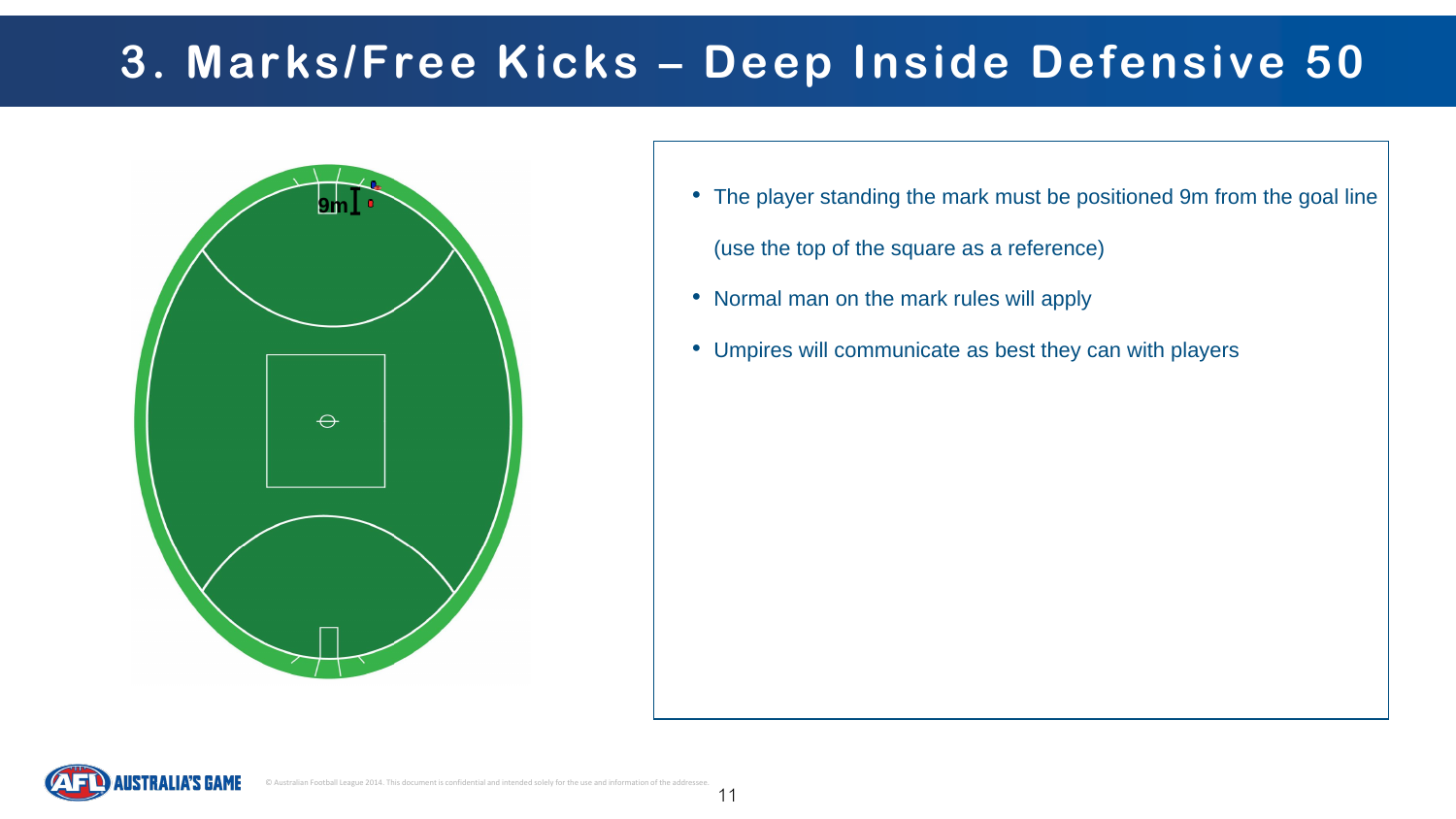# 3. Marks/Free Kicks – Deep Inside Defensive 50

9m

- The player standing the mark must be positioned 9m from the goal line (use the top of the square as a reference)
- Normal man on the mark rules will apply
- Umpires will communicate as best they can with players

© Australian Football League 2014. This document is confidential and intended solely for the use and information of the addressee.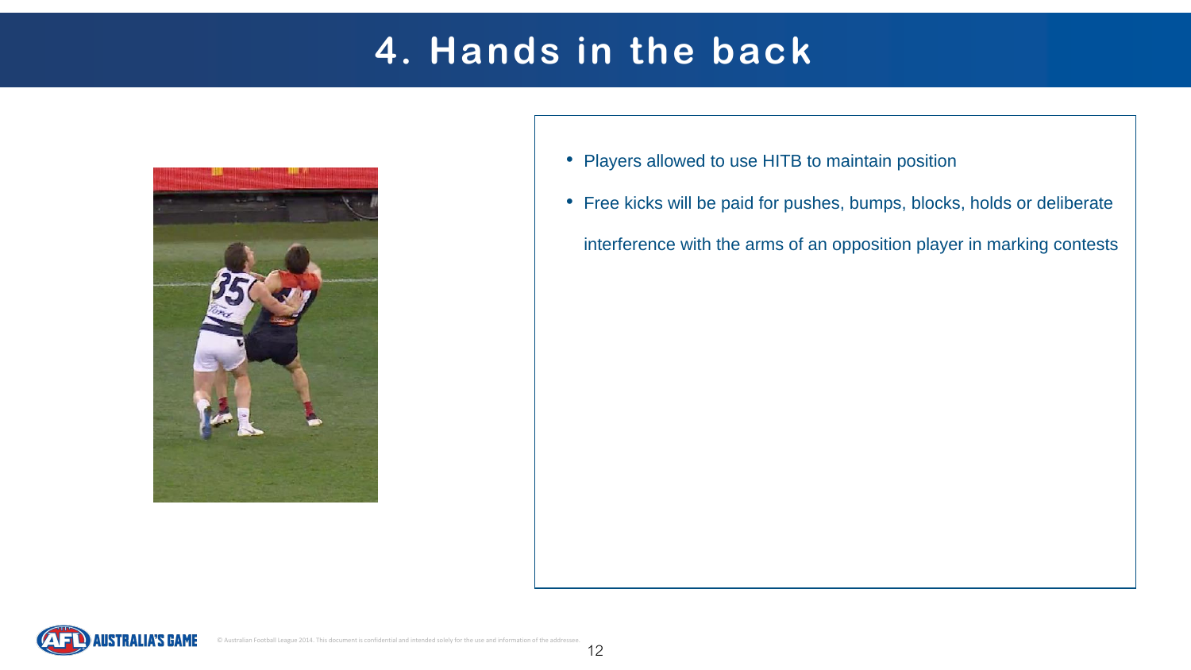# 4. Hands in the back

- Players allowed to use HITB to maintain position
- Free kicks will be paid for pushes, bumps, blocks, holds or deliberate interference with the arms of an opposition player in marking contests

© Australian Football League 2014. This document is confidential and intended solely for the use and information of the addressee.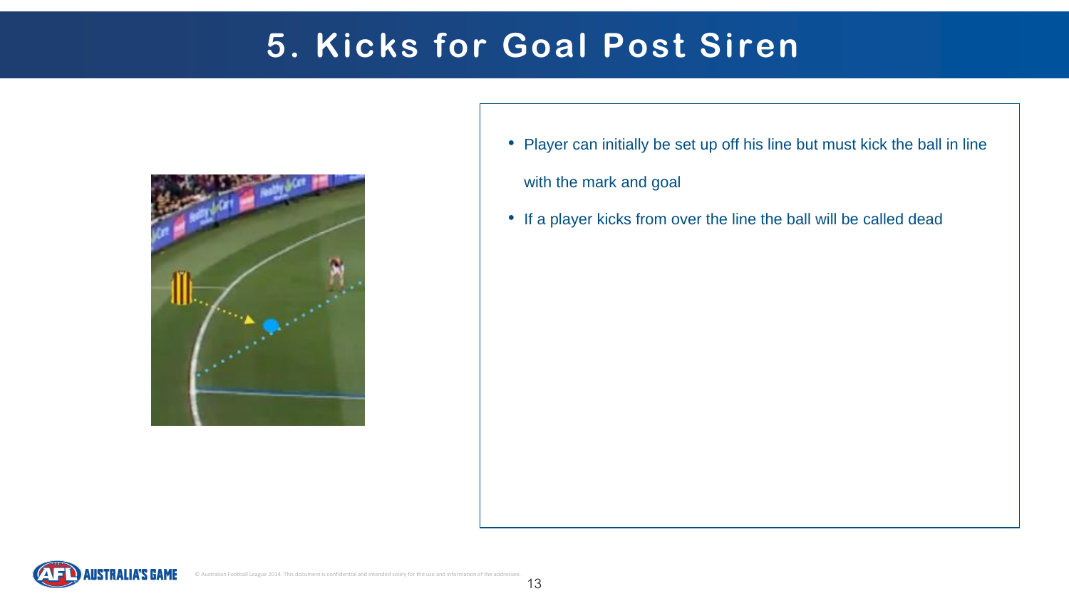# 5. Kicks for Goal Post Siren

- Player can initially be set up off his line but must kick the ball in line with the mark and goal
- If a player kicks from over the line the ball will be called dead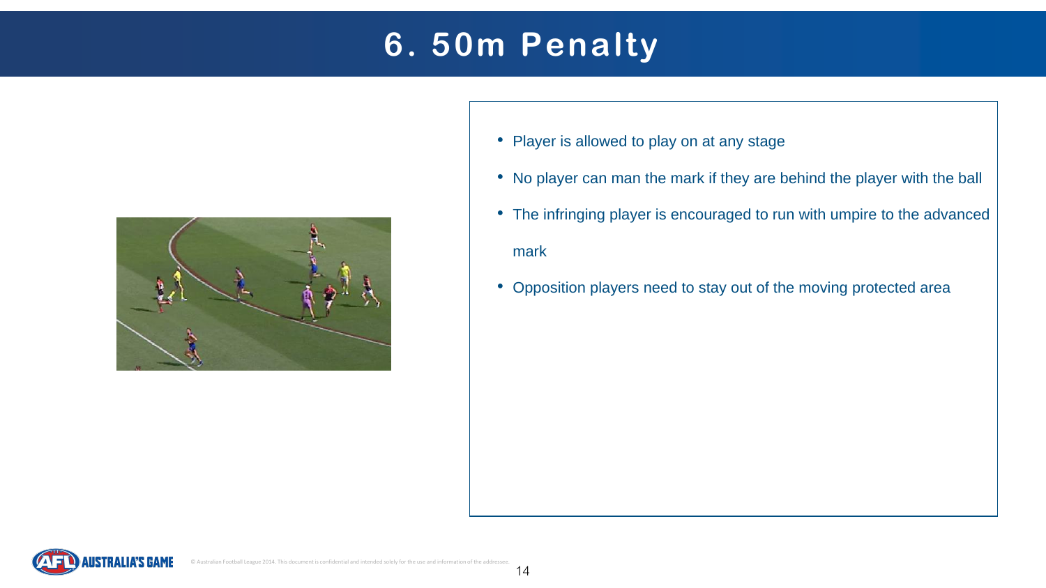# 6. 50m Penalty

- Player is allowed to play on at any stage
- No player can man the mark if they are behind the player with the ball
- The infringing player is encouraged to run with umpire to the advanced mark
- Opposition players need to stay out of the moving protected area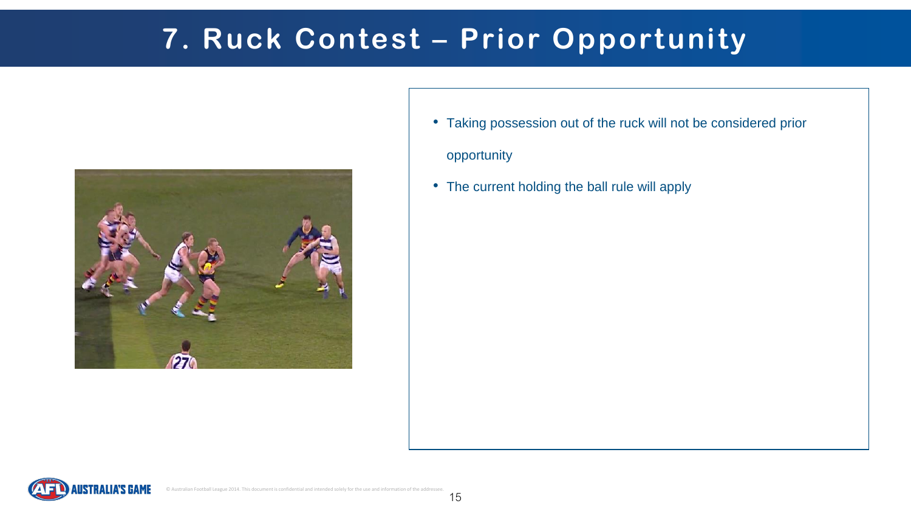# 7. Ruck Contest – Prior Opportunity

- Taking possession out of the ruck will not be considered prior opportunity
- The current holding the ball rule will apply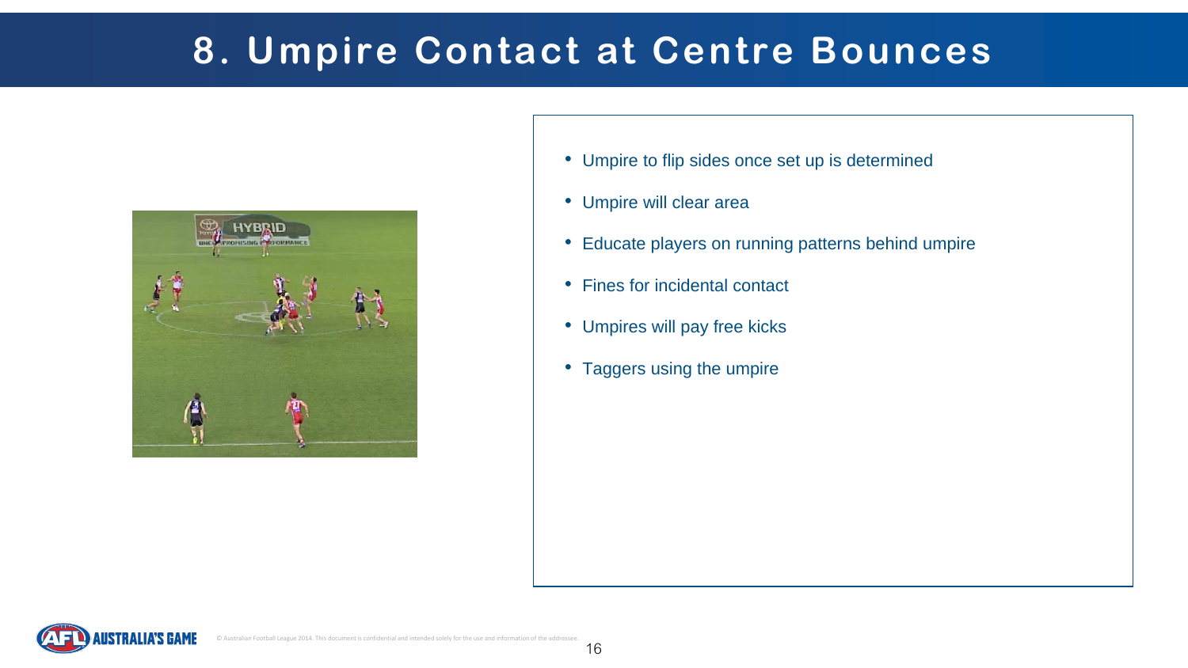# 8. Umpire Contact at Centre Bounces

- Umpire to flip sides once set up is determined
- Umpire will clear area
- Educate players on running patterns behind umpire
- Fines for incidental contact
- Umpires will pay free kicks
- Taggers using the umpire